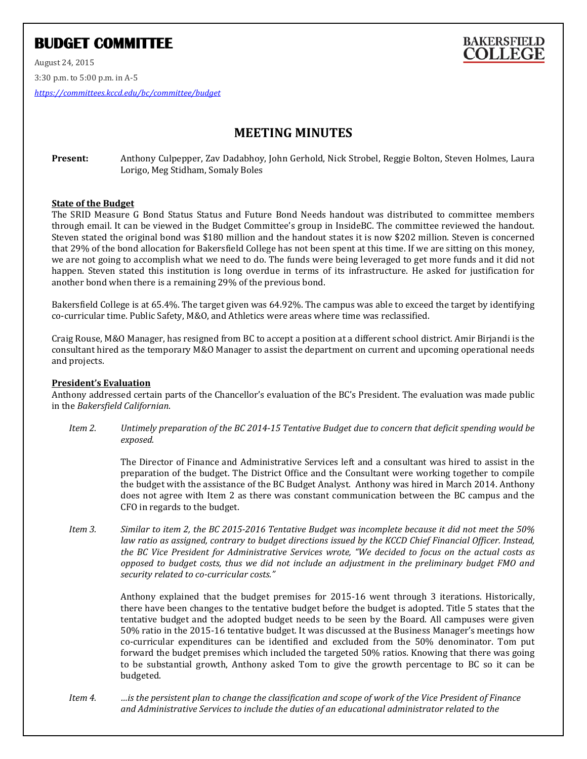# BUDGET COMMITTEE

BAKERSFIELD COLLEGE

August 24, 2015

3:30 p.m. to 5:00 p.m. in A-5

*https://committees.kccd.edu/bc/committee/budget*

## MEETING MINUTES

**Present:** Anthony Culpepper, Zav Dadabhoy, John Gerhold, Nick Strobel, Reggie Bolton, Steven Holmes, Laura Lorigo, Meg Stidham, Somaly Boles

### State of the Budget

The SRID Measure G Bond Status Status and Future Bond Needs handout was distributed to committee members through email. It can be viewed in the Budget Committee's group in InsideBC. The committee reviewed the handout. Steven stated the original bond was $180 million and the handout states it is now $202 million. Steven is concerned that 29% of the bond allocation for Bakersfield College has not been spent at this time. If we are sitting on this money, we are not going to accomplish what we need to do. The funds were being leveraged to get more funds and it did not happen. Steven stated this institution is long overdue in terms of its infrastructure. He asked for justification for another bond when there is a remaining 29% of the previous bond.

Bakersfield College is at 65.4%. The target given was 64.92%. The campus was able to exceed the target by identifying co-curricular time. Public Safety, M&O, and Athletics were areas where time was reclassified.

Craig Rouse, M&O Manager, has resigned from BC to accept a position at a different school district. Amir Birjandi is the consultant hired as the temporary M&O Manager to assist the department on current and upcoming operational needs and projects.

### President's Evaluation

Anthony addressed certain parts of the Chancellor's evaluation of the BC's President. The evaluation was made public in the *Bakersfield Californian*.

*Item 2.* *Untimely preparation of the BC 2014-15 Tentative Budget due to concern that deficit spending would be exposed.*

The Director of Finance and Administrative Services left and a consultant was hired to assist in the preparation of the budget. The District Office and the Consultant were working together to compile the budget with the assistance of the BC Budget Analyst. Anthony was hired in March 2014. Anthony does not agree with Item 2 as there was constant communication between the BC campus and the CFO in regards to the budget.

*Item 3.* *Similar to item 2, the BC 2015-2016 Tentative Budget was incomplete because it did not meet the 50% law ratio as assigned, contrary to budget directions issued by the KCCD Chief Financial Officer. Instead, the BC Vice President for Administrative Services wrote, "We decided to focus on the actual costs as opposed to budget costs, thus we did not include an adjustment in the preliminary budget FMO and security related to co-curricular costs."*

Anthony explained that the budget premises for 2015-16 went through 3 iterations. Historically, there have been changes to the tentative budget before the budget is adopted. Title 5 states that the tentative budget and the adopted budget needs to be seen by the Board. All campuses were given 50% ratio in the 2015-16 tentative budget. It was discussed at the Business Manager's meetings how co-curricular expenditures can be identified and excluded from the 50% denominator. Tom put forward the budget premises which included the targeted 50% ratios. Knowing that there was going to be substantial growth, Anthony asked Tom to give the growth percentage to BC so it can be budgeted.

*Item 4.* *…is the persistent plan to change the classification and scope of work of the Vice President of Finance and Administrative Services to include the duties of an educational administrator related to the*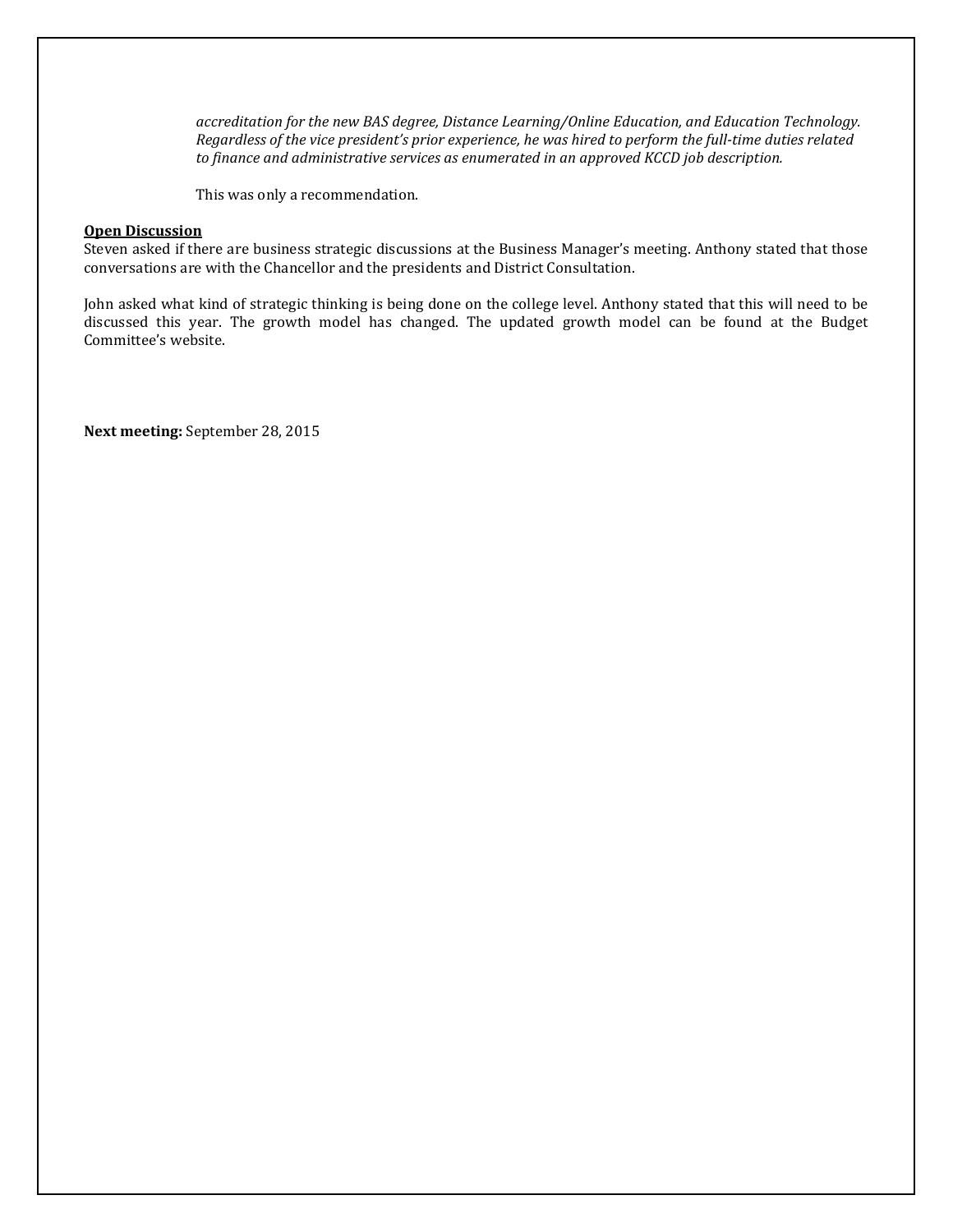*accreditation for the new BAS degree, Distance Learning/Online Education, and Education Technology. Regardless of the vice president's prior experience, he was hired to perform the full-time duties related to finance and administrative services as enumerated in an approved KCCD job description.*

This was only a recommendation.

**Open Discussion**

Steven asked if there are business strategic discussions at the Business Manager's meeting. Anthony stated that those conversations are with the Chancellor and the presidents and District Consultation.

John asked what kind of strategic thinking is being done on the college level. Anthony stated that this will need to be discussed this year. The growth model has changed. The updated growth model can be found at the Budget Committee's website.

**Next meeting:** September 28, 2015